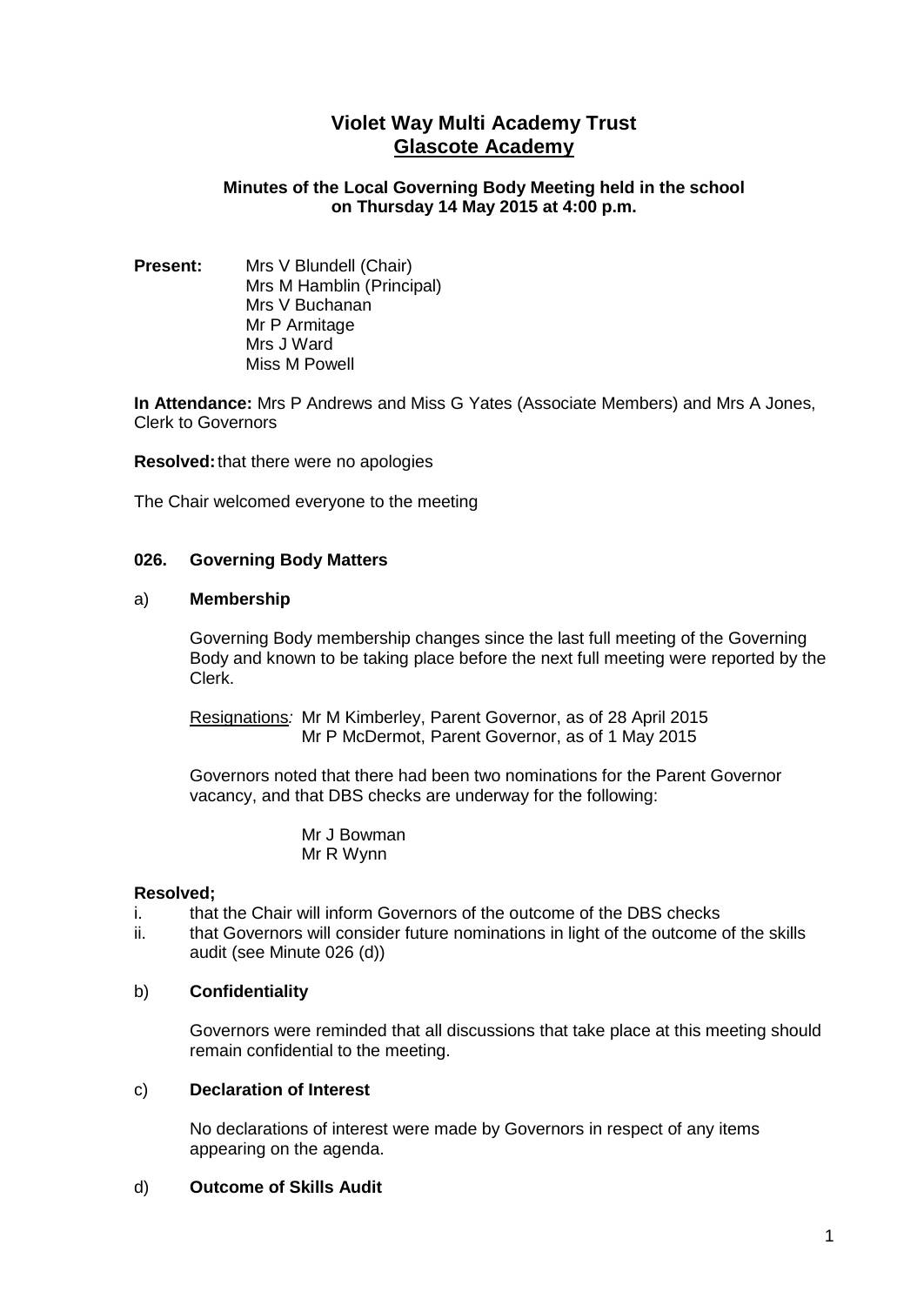# Violet Way Multi Academy Trust

## Glascote Academy

**Minutes of the Local Governing Body Meeting held in the school on Thursday 14 May 2015 at 4:00 p.m.**

**Present:**
Mrs V Blundell (Chair)
Mrs M Hamblin (Principal)
Mrs V Buchanan
Mr P Armitage
Mrs J Ward
Miss M Powell

**In Attendance:** Mrs P Andrews and Miss G Yates (Associate Members) and Mrs A Jones, Clerk to Governors

**Resolved:** that there were no apologies

The Chair welcomed everyone to the meeting

### 026. Governing Body Matters

a) **Membership**

Governing Body membership changes since the last full meeting of the Governing Body and known to be taking place before the next full meeting were reported by the Clerk.

Resignations*:* Mr M Kimberley, Parent Governor, as of 28 April 2015
Mr P McDermot, Parent Governor, as of 1 May 2015

Governors noted that there had been two nominations for the Parent Governor vacancy, and that DBS checks are underway for the following:

Mr J Bowman
Mr R Wynn

**Resolved;**

i. that the Chair will inform Governors of the outcome of the DBS checks
ii. that Governors will consider future nominations in light of the outcome of the skills audit (see Minute 026 (d))

b) **Confidentiality**

Governors were reminded that all discussions that take place at this meeting should remain confidential to the meeting.

c) **Declaration of Interest**

No declarations of interest were made by Governors in respect of any items appearing on the agenda.

d) **Outcome of Skills Audit**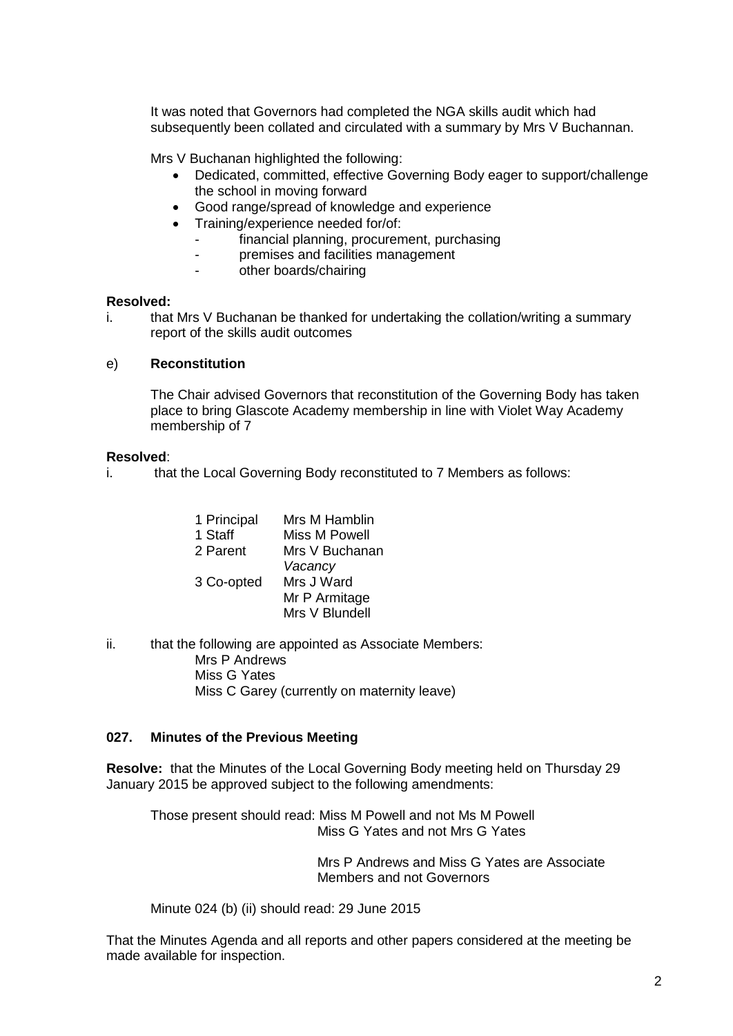It was noted that Governors had completed the NGA skills audit which had subsequently been collated and circulated with a summary by Mrs V Buchannan.

Mrs V Buchanan highlighted the following:

- Dedicated, committed, effective Governing Body eager to support/challenge the school in moving forward
- Good range/spread of knowledge and experience
- Training/experience needed for/of:
  - financial planning, procurement, purchasing
  - premises and facilities management
  - other boards/chairing

**Resolved:**

i. that Mrs V Buchanan be thanked for undertaking the collation/writing a summary report of the skills audit outcomes

e) **Reconstitution**

The Chair advised Governors that reconstitution of the Governing Body has taken place to bring Glascote Academy membership in line with Violet Way Academy membership of 7

**Resolved**:

i. that the Local Governing Body reconstituted to 7 Members as follows:

| | |
|---|---|
| 1 Principal | Mrs M Hamblin |
| 1 Staff | Miss M Powell |
| 2 Parent | Mrs V Buchanan |
| | *Vacancy* |
| 3 Co-opted | Mrs J Ward |
| | Mr P Armitage |
| | Mrs V Blundell |

ii. that the following are appointed as Associate Members:
Mrs P Andrews
Miss G Yates
Miss C Garey (currently on maternity leave)

**027. Minutes of the Previous Meeting**

**Resolve:** that the Minutes of the Local Governing Body meeting held on Thursday 29 January 2015 be approved subject to the following amendments:

Those present should read: Miss M Powell and not Ms M Powell
Miss G Yates and not Mrs G Yates

Mrs P Andrews and Miss G Yates are Associate Members and not Governors

Minute 024 (b) (ii) should read: 29 June 2015

That the Minutes Agenda and all reports and other papers considered at the meeting be made available for inspection.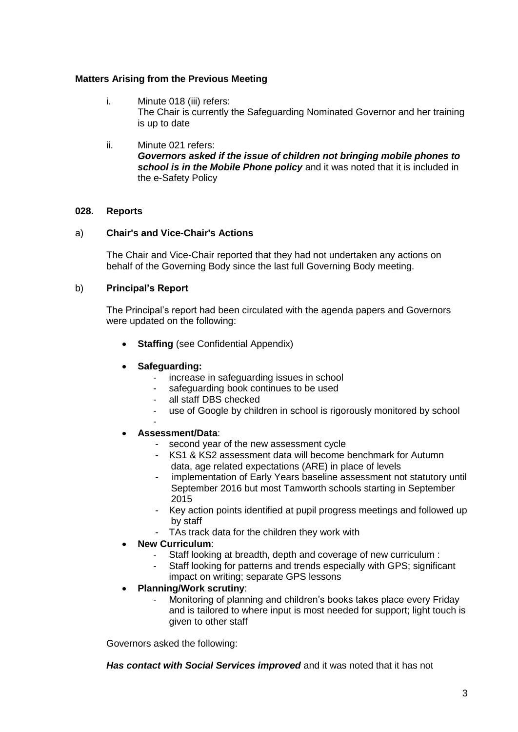**Matters Arising from the Previous Meeting**

i. Minute 018 (iii) refers:
   The Chair is currently the Safeguarding Nominated Governor and her training is up to date

ii. Minute 021 refers:
   ***Governors asked if the issue of children not bringing mobile phones to school is in the Mobile Phone policy*** and it was noted that it is included in the e-Safety Policy

**028. Reports**

a) **Chair's and Vice-Chair's Actions**

The Chair and Vice-Chair reported that they had not undertaken any actions on behalf of the Governing Body since the last full Governing Body meeting.

b) **Principal's Report**

The Principal's report had been circulated with the agenda papers and Governors were updated on the following:

- **Staffing** (see Confidential Appendix)

- **Safeguarding:**
    - increase in safeguarding issues in school
    - safeguarding book continues to be used
    - all staff DBS checked
    - use of Google by children in school is rigorously monitored by school
    -

- **Assessment/Data**:
    - second year of the new assessment cycle
    - KS1 & KS2 assessment data will become benchmark for Autumn data, age related expectations (ARE) in place of levels
    - implementation of Early Years baseline assessment not statutory until September 2016 but most Tamworth schools starting in September 2015
    - Key action points identified at pupil progress meetings and followed up by staff
    - TAs track data for the children they work with
- **New Curriculum**:
    - Staff looking at breadth, depth and coverage of new curriculum :
    - Staff looking for patterns and trends especially with GPS; significant impact on writing; separate GPS lessons
- **Planning/Work scrutiny**:
    - Monitoring of planning and children's books takes place every Friday and is tailored to where input is most needed for support; light touch is given to other staff

Governors asked the following:

***Has contact with Social Services improved*** and it was noted that it has not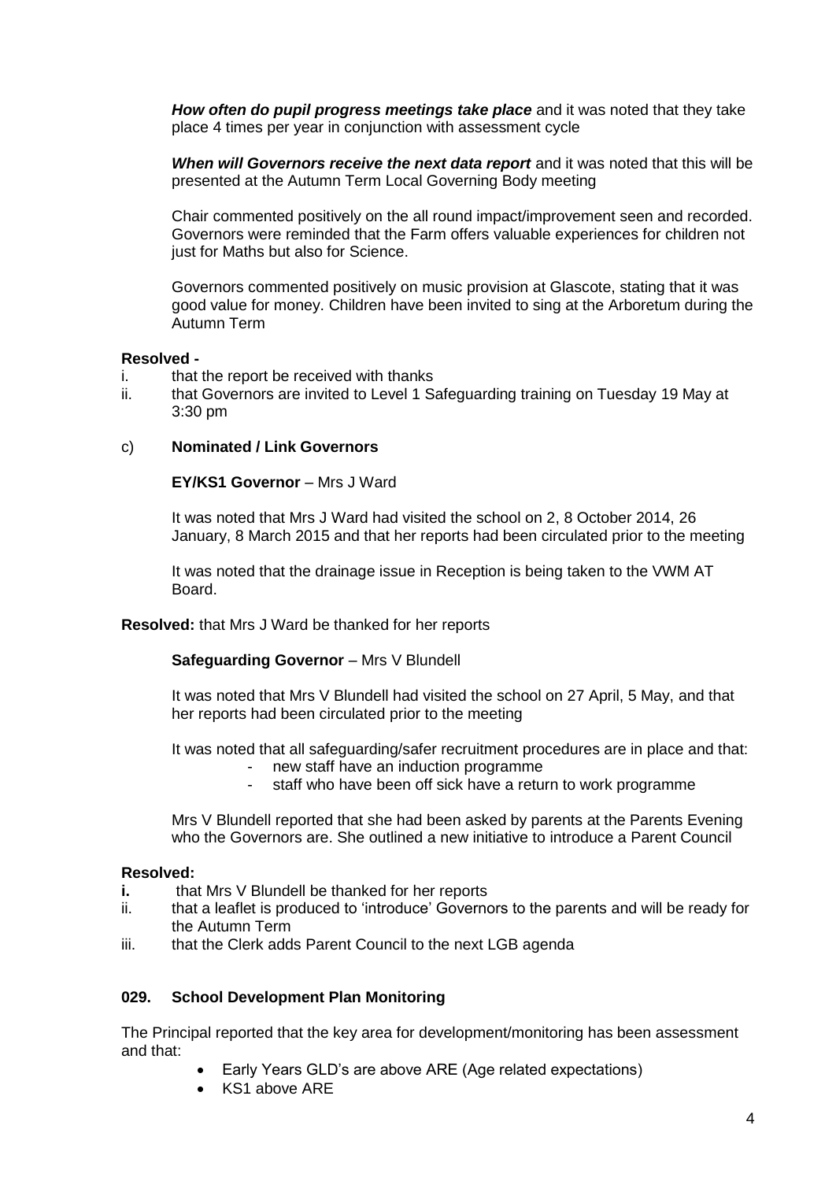***How often do pupil progress meetings take place*** and it was noted that they take place 4 times per year in conjunction with assessment cycle

***When will Governors receive the next data report*** and it was noted that this will be presented at the Autumn Term Local Governing Body meeting

Chair commented positively on the all round impact/improvement seen and recorded. Governors were reminded that the Farm offers valuable experiences for children not just for Maths but also for Science.

Governors commented positively on music provision at Glascote, stating that it was good value for money. Children have been invited to sing at the Arboretum during the Autumn Term

**Resolved -**

i. that the report be received with thanks
ii. that Governors are invited to Level 1 Safeguarding training on Tuesday 19 May at 3:30 pm

c) **Nominated / Link Governors**

**EY/KS1 Governor** – Mrs J Ward

It was noted that Mrs J Ward had visited the school on 2, 8 October 2014, 26 January, 8 March 2015 and that her reports had been circulated prior to the meeting

It was noted that the drainage issue in Reception is being taken to the VWM AT Board.

**Resolved:** that Mrs J Ward be thanked for her reports

**Safeguarding Governor** – Mrs V Blundell

It was noted that Mrs V Blundell had visited the school on 27 April, 5 May, and that her reports had been circulated prior to the meeting

It was noted that all safeguarding/safer recruitment procedures are in place and that:

- new staff have an induction programme
- staff who have been off sick have a return to work programme

Mrs V Blundell reported that she had been asked by parents at the Parents Evening who the Governors are. She outlined a new initiative to introduce a Parent Council

**Resolved:**

**i.** that Mrs V Blundell be thanked for her reports
ii. that a leaflet is produced to 'introduce' Governors to the parents and will be ready for the Autumn Term
iii. that the Clerk adds Parent Council to the next LGB agenda

### 029. School Development Plan Monitoring

The Principal reported that the key area for development/monitoring has been assessment and that:

- Early Years GLD's are above ARE (Age related expectations)
- KS1 above ARE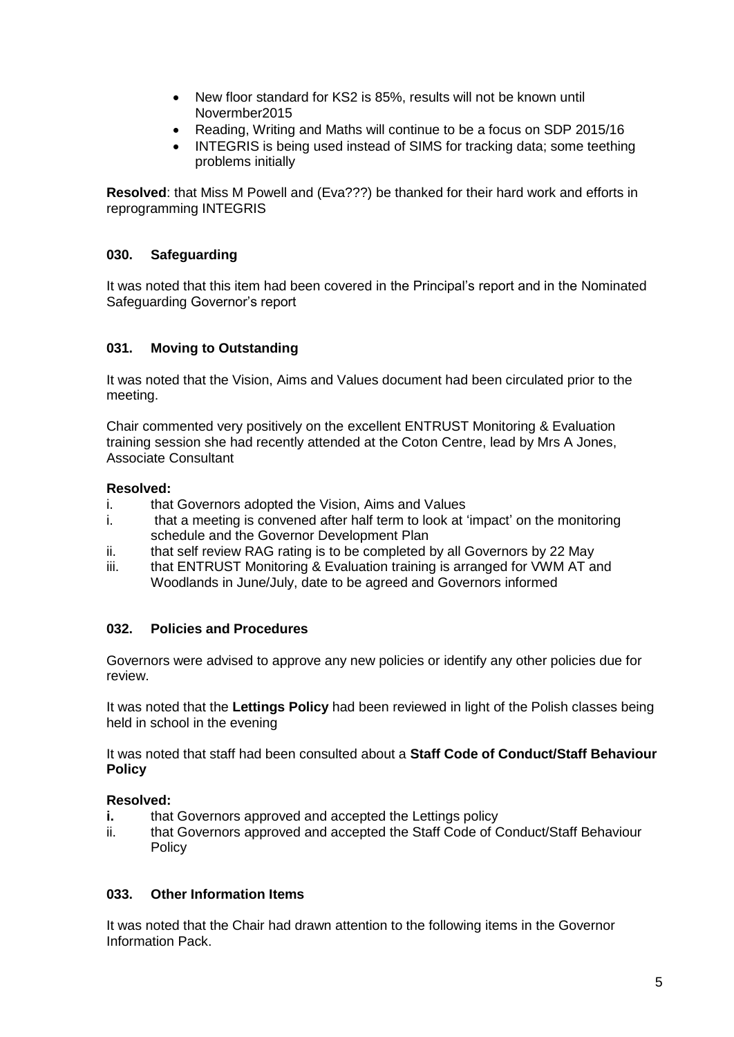- New floor standard for KS2 is 85%, results will not be known until Novermber2015
- Reading, Writing and Maths will continue to be a focus on SDP 2015/16
- INTEGRIS is being used instead of SIMS for tracking data; some teething problems initially

**Resolved**: that Miss M Powell and (Eva???) be thanked for their hard work and efforts in reprogramming INTEGRIS

### 030. Safeguarding

It was noted that this item had been covered in the Principal's report and in the Nominated Safeguarding Governor's report

### 031. Moving to Outstanding

It was noted that the Vision, Aims and Values document had been circulated prior to the meeting.

Chair commented very positively on the excellent ENTRUST Monitoring & Evaluation training session she had recently attended at the Coton Centre, lead by Mrs A Jones, Associate Consultant

**Resolved:**

i. that Governors adopted the Vision, Aims and Values

i. that a meeting is convened after half term to look at 'impact' on the monitoring schedule and the Governor Development Plan

ii. that self review RAG rating is to be completed by all Governors by 22 May

iii. that ENTRUST Monitoring & Evaluation training is arranged for VWM AT and Woodlands in June/July, date to be agreed and Governors informed

### 032. Policies and Procedures

Governors were advised to approve any new policies or identify any other policies due for review.

It was noted that the **Lettings Policy** had been reviewed in light of the Polish classes being held in school in the evening

It was noted that staff had been consulted about a **Staff Code of Conduct/Staff Behaviour Policy**

**Resolved:**

**i.** that Governors approved and accepted the Lettings policy

ii. that Governors approved and accepted the Staff Code of Conduct/Staff Behaviour Policy

### 033. Other Information Items

It was noted that the Chair had drawn attention to the following items in the Governor Information Pack.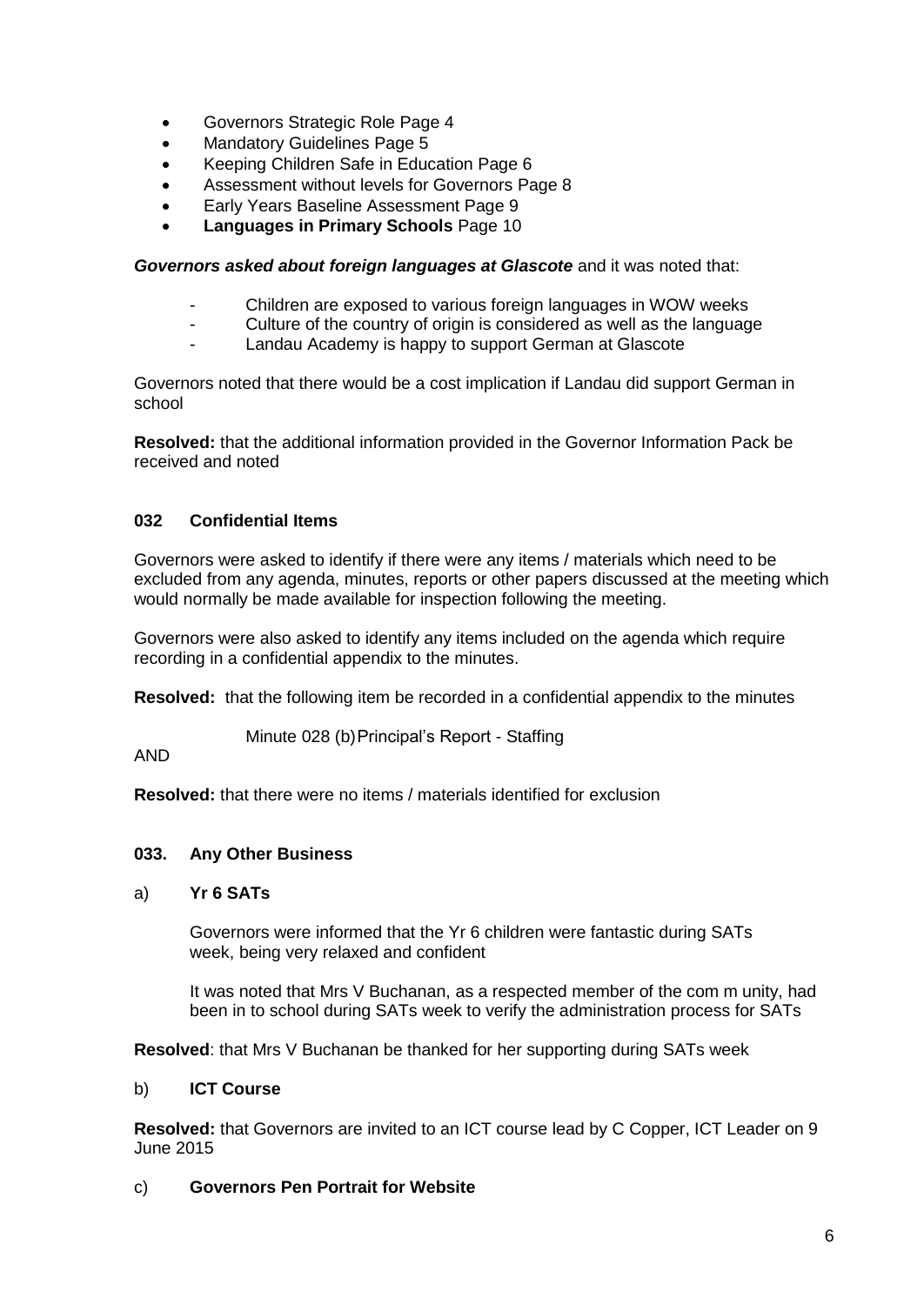- Governors Strategic Role Page 4
- Mandatory Guidelines Page 5
- Keeping Children Safe in Education Page 6
- Assessment without levels for Governors Page 8
- Early Years Baseline Assessment Page 9
- **Languages in Primary Schools** Page 10

***Governors asked about foreign languages at Glascote*** and it was noted that:

- Children are exposed to various foreign languages in WOW weeks
- Culture of the country of origin is considered as well as the language
- Landau Academy is happy to support German at Glascote

Governors noted that there would be a cost implication if Landau did support German in school

**Resolved:** that the additional information provided in the Governor Information Pack be received and noted

### 032 Confidential Items

Governors were asked to identify if there were any items / materials which need to be excluded from any agenda, minutes, reports or other papers discussed at the meeting which would normally be made available for inspection following the meeting.

Governors were also asked to identify any items included on the agenda which require recording in a confidential appendix to the minutes.

**Resolved:** that the following item be recorded in a confidential appendix to the minutes

Minute 028 (b) Principal's Report - Staffing

AND

**Resolved:** that there were no items / materials identified for exclusion

### 033. Any Other Business

a) **Yr 6 SATs**

Governors were informed that the Yr 6 children were fantastic during SATs week, being very relaxed and confident

It was noted that Mrs V Buchanan, as a respected member of the com m unity, had been in to school during SATs week to verify the administration process for SATs

**Resolved**: that Mrs V Buchanan be thanked for her supporting during SATs week

b) **ICT Course**

**Resolved:** that Governors are invited to an ICT course lead by C Copper, ICT Leader on 9 June 2015

c) **Governors Pen Portrait for Website**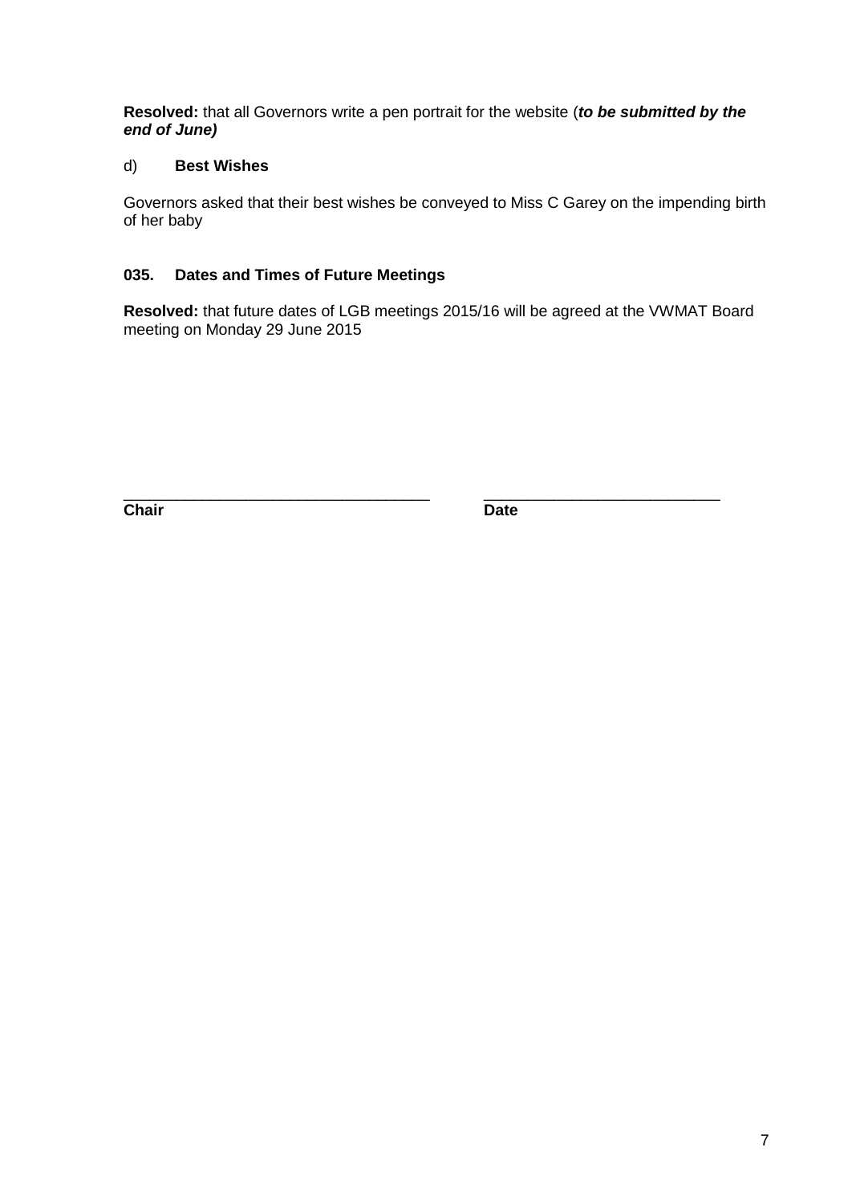**Resolved:** that all Governors write a pen portrait for the website (***to be submitted by the end of June)***

d) **Best Wishes**

Governors asked that their best wishes be conveyed to Miss C Garey on the impending birth of her baby

### 035. Dates and Times of Future Meetings

**Resolved:** that future dates of LGB meetings 2015/16 will be agreed at the VWMAT Board meeting on Monday 29 June 2015

___________________________________ ___________________________

**Chair** **Date**